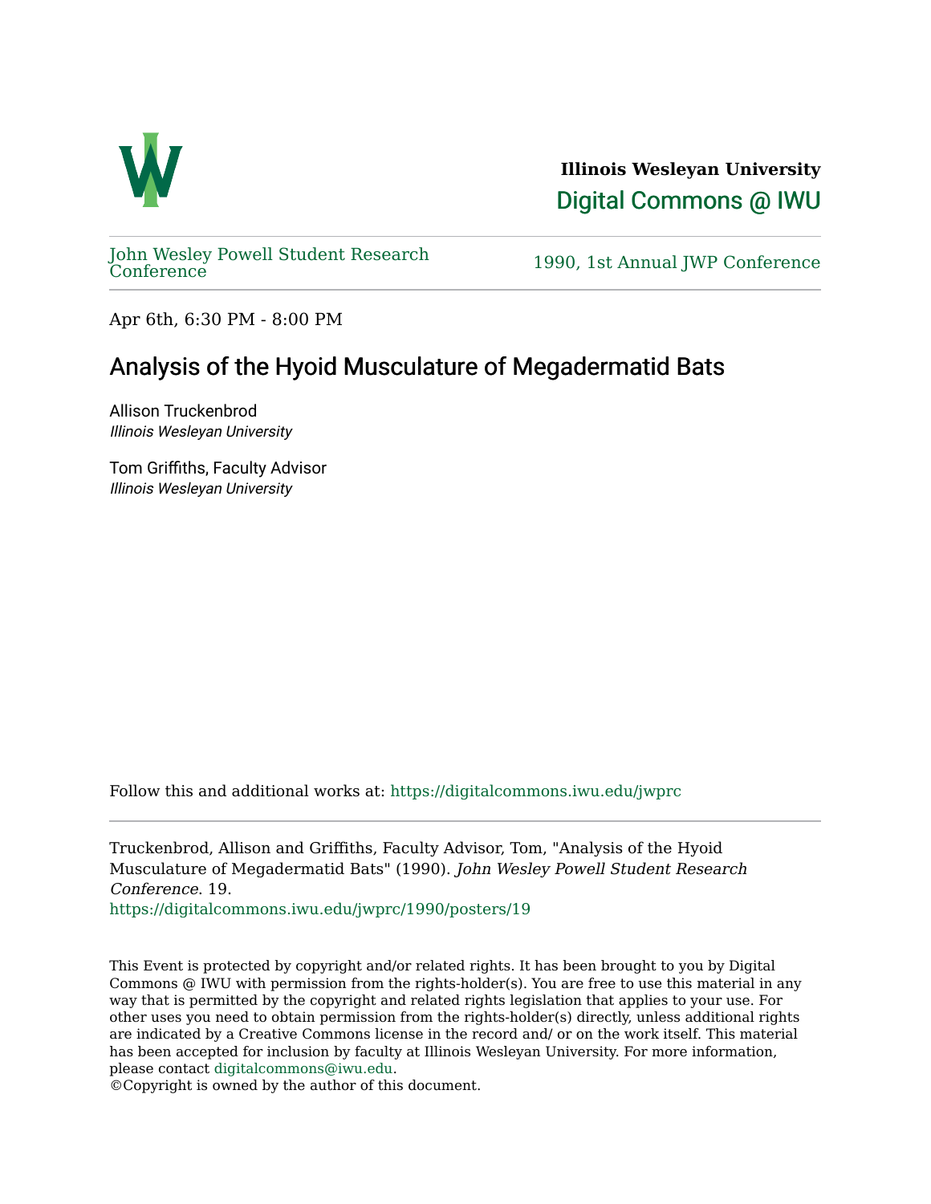**Illinois Wesleyan University**

Digital Commons @ IWU

John Wesley Powell Student Research Conference

1990, 1st Annual JWP Conference

Apr 6th, 6:30 PM - 8:00 PM

# Analysis of the Hyoid Musculature of Megadermatid Bats

Allison Truckenbrod
*Illinois Wesleyan University*

Tom Griffiths, Faculty Advisor
*Illinois Wesleyan University*

Follow this and additional works at: https://digitalcommons.iwu.edu/jwprc

Truckenbrod, Allison and Griffiths, Faculty Advisor, Tom, "Analysis of the Hyoid Musculature of Megadermatid Bats" (1990). *John Wesley Powell Student Research Conference*. 19.
https://digitalcommons.iwu.edu/jwprc/1990/posters/19

This Event is protected by copyright and/or related rights. It has been brought to you by Digital Commons @ IWU with permission from the rights-holder(s). You are free to use this material in any way that is permitted by the copyright and related rights legislation that applies to your use. For other uses you need to obtain permission from the rights-holder(s) directly, unless additional rights are indicated by a Creative Commons license in the record and/ or on the work itself. This material has been accepted for inclusion by faculty at Illinois Wesleyan University. For more information, please contact digitalcommons@iwu.edu.
©Copyright is owned by the author of this document.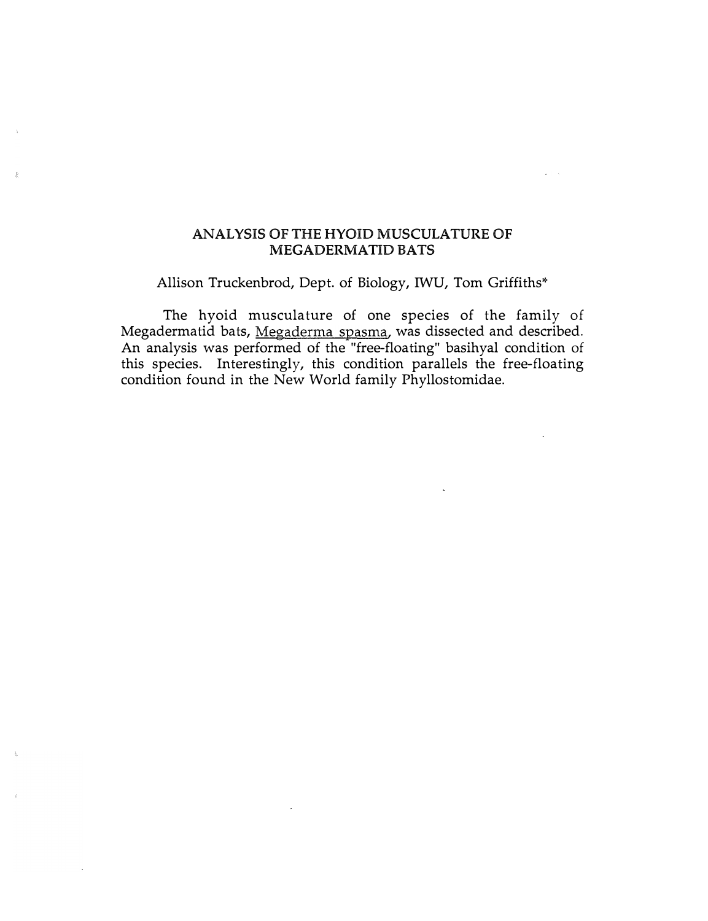# ANALYSIS OF THE HYOID MUSCULATURE OF MEGADERMATID BATS

Allison Truckenbrod, Dept. of Biology, IWU, Tom Griffiths*

The hyoid musculature of one species of the family of Megadermatid bats, Megaderma spasma, was dissected and described. An analysis was performed of the "free-floating" basihyal condition of this species. Interestingly, this condition parallels the free-floating condition found in the New World family Phyllostomidae.